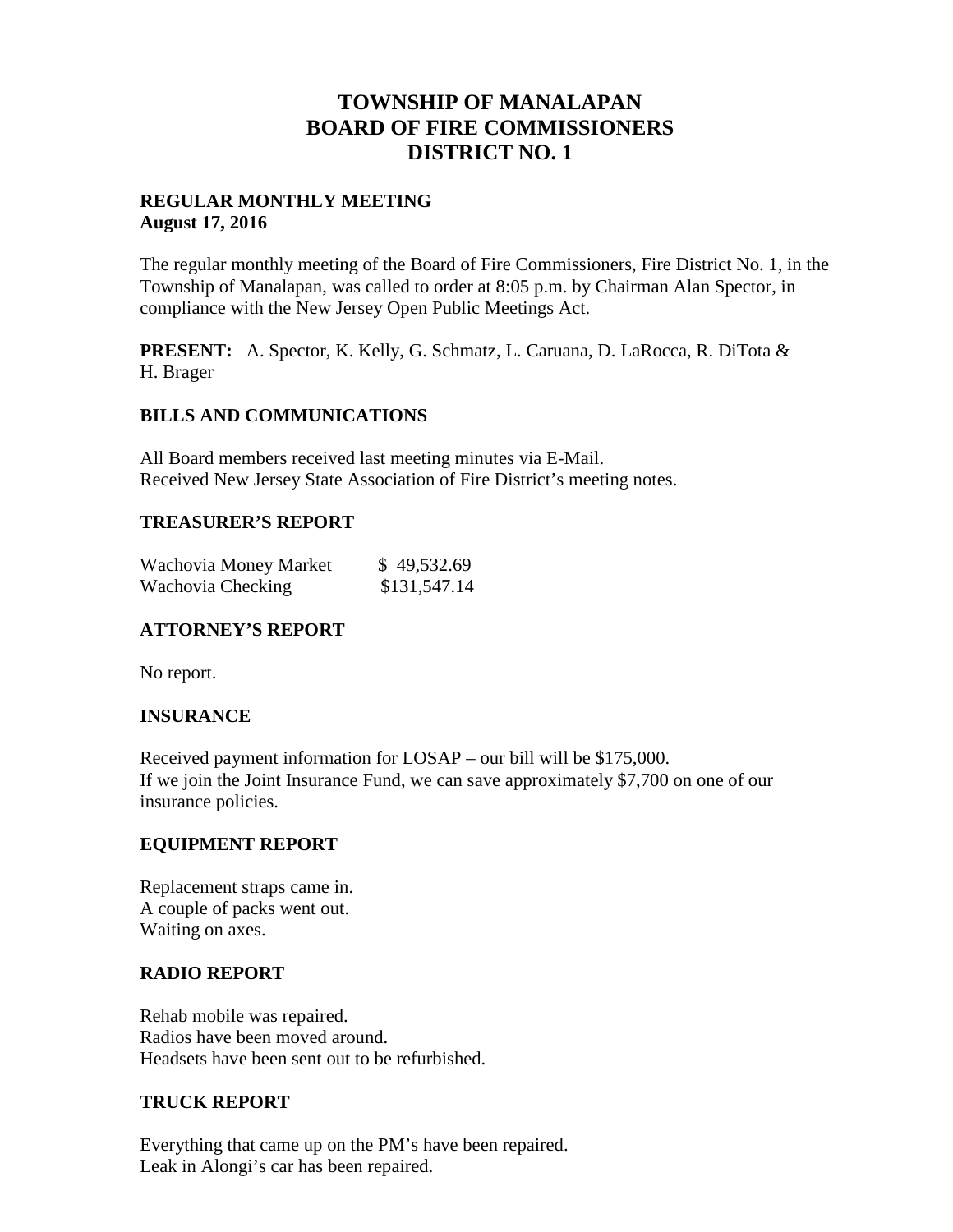# TOWNSHIP OF MANALAPAN
# BOARD OF FIRE COMMISSIONERS
# DISTRICT NO. 1

**REGULAR MONTHLY MEETING**
**August 17, 2016**

The regular monthly meeting of the Board of Fire Commissioners, Fire District No. 1, in the Township of Manalapan, was called to order at 8:05 p.m. by Chairman Alan Spector, in compliance with the New Jersey Open Public Meetings Act.

**PRESENT:** A. Spector, K. Kelly, G. Schmatz, L. Caruana, D. LaRocca, R. DiTota & H. Brager

## BILLS AND COMMUNICATIONS

All Board members received last meeting minutes via E-Mail.
Received New Jersey State Association of Fire District's meeting notes.

## TREASURER'S REPORT

| | |
|---|---|
| Wachovia Money Market | $ 49,532.69 |
| Wachovia Checking | $131,547.14 |

## ATTORNEY'S REPORT

No report.

## INSURANCE

Received payment information for LOSAP – our bill will be $175,000.
If we join the Joint Insurance Fund, we can save approximately $7,700 on one of our insurance policies.

## EQUIPMENT REPORT

Replacement straps came in.
A couple of packs went out.
Waiting on axes.

## RADIO REPORT

Rehab mobile was repaired.
Radios have been moved around.
Headsets have been sent out to be refurbished.

## TRUCK REPORT

Everything that came up on the PM's have been repaired.
Leak in Alongi's car has been repaired.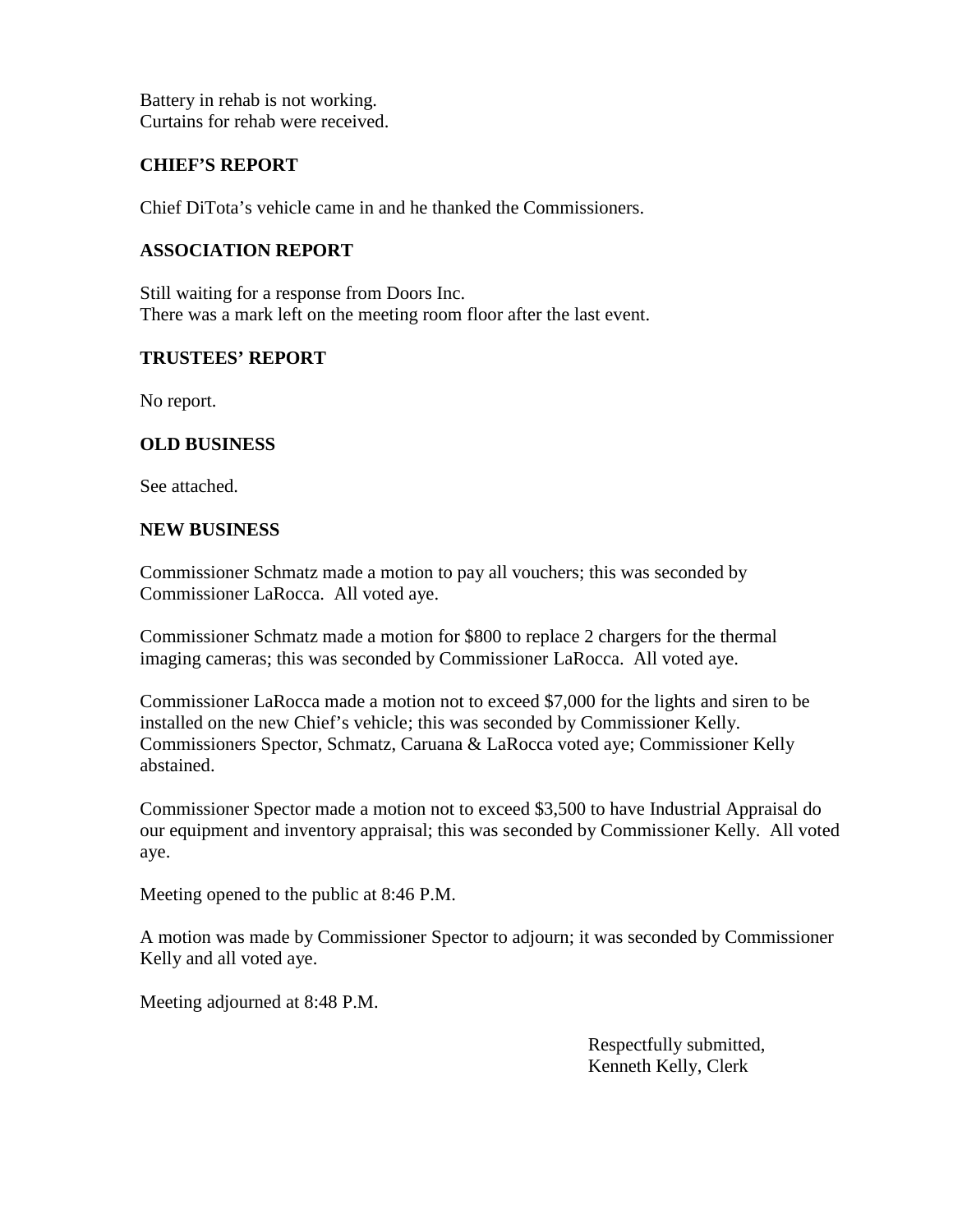Battery in rehab is not working.
Curtains for rehab were received.

## CHIEF'S REPORT

Chief DiTota's vehicle came in and he thanked the Commissioners.

## ASSOCIATION REPORT

Still waiting for a response from Doors Inc.
There was a mark left on the meeting room floor after the last event.

## TRUSTEES' REPORT

No report.

## OLD BUSINESS

See attached.

## NEW BUSINESS

Commissioner Schmatz made a motion to pay all vouchers; this was seconded by Commissioner LaRocca. All voted aye.

Commissioner Schmatz made a motion for $800 to replace 2 chargers for the thermal imaging cameras; this was seconded by Commissioner LaRocca. All voted aye.

Commissioner LaRocca made a motion not to exceed $7,000 for the lights and siren to be installed on the new Chief's vehicle; this was seconded by Commissioner Kelly. Commissioners Spector, Schmatz, Caruana & LaRocca voted aye; Commissioner Kelly abstained.

Commissioner Spector made a motion not to exceed $3,500 to have Industrial Appraisal do our equipment and inventory appraisal; this was seconded by Commissioner Kelly. All voted aye.

Meeting opened to the public at 8:46 P.M.

A motion was made by Commissioner Spector to adjourn; it was seconded by Commissioner Kelly and all voted aye.

Meeting adjourned at 8:48 P.M.

Respectfully submitted,
Kenneth Kelly, Clerk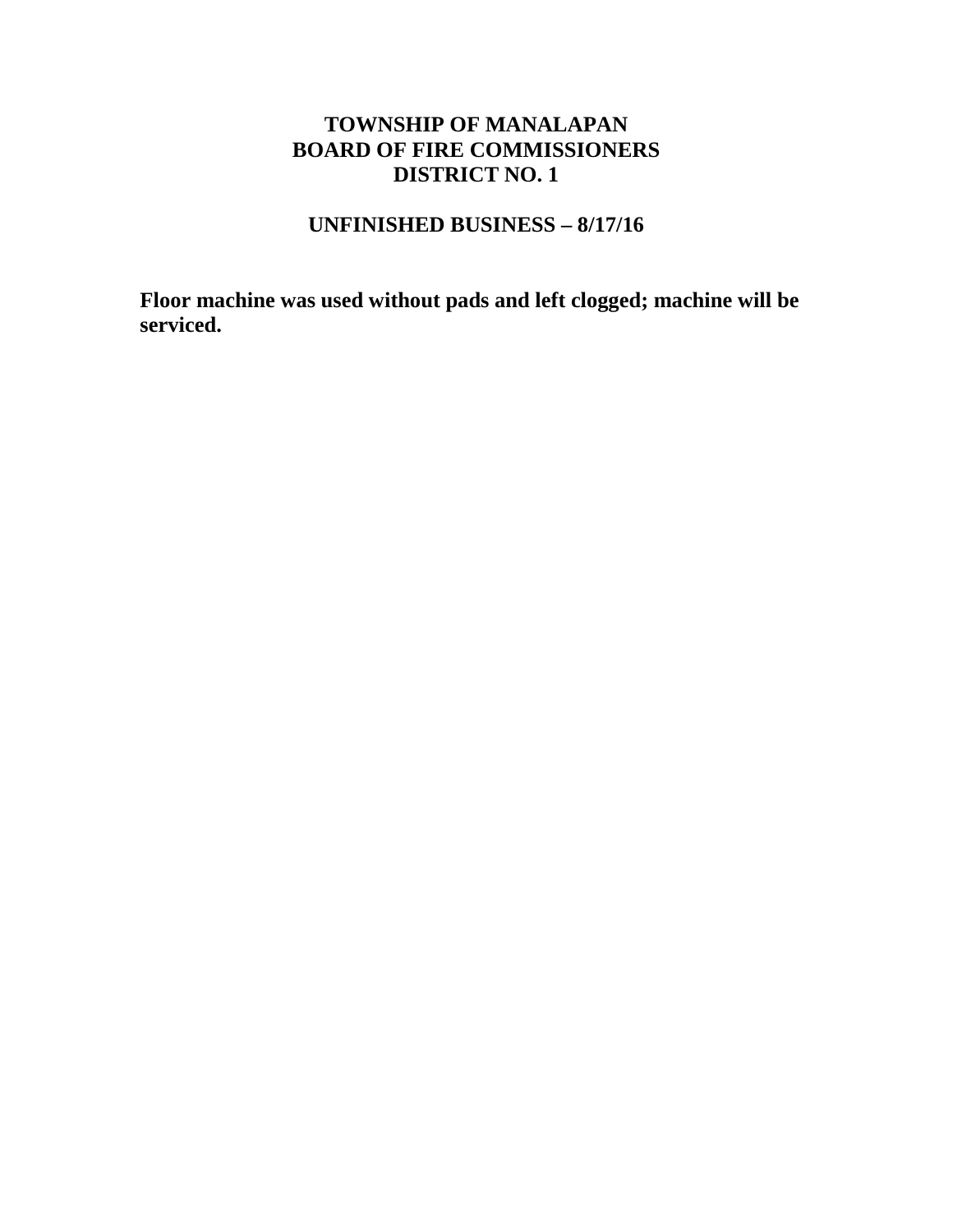# TOWNSHIP OF MANALAPAN
# BOARD OF FIRE COMMISSIONERS
# DISTRICT NO. 1

## UNFINISHED BUSINESS – 8/17/16

**Floor machine was used without pads and left clogged; machine will be serviced.**